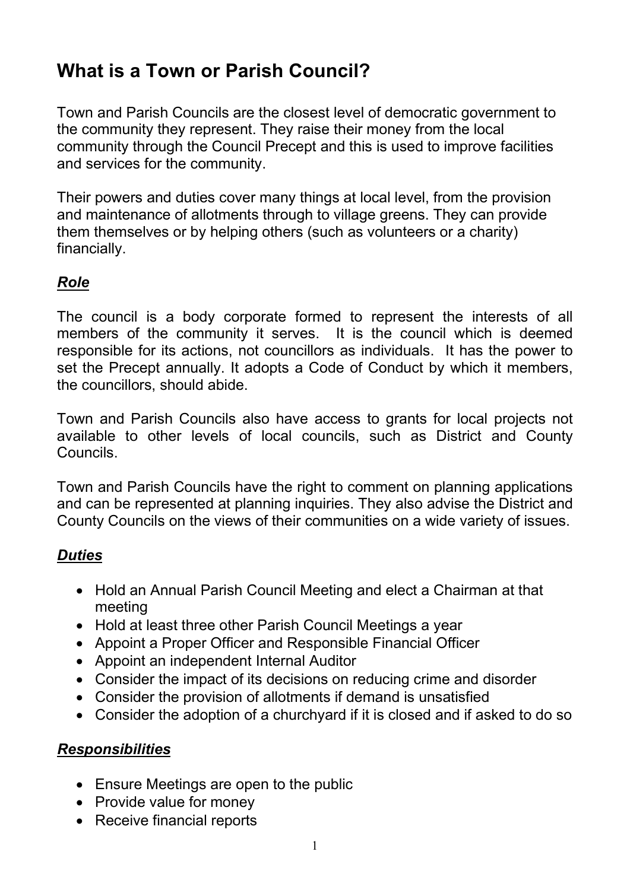# What is a Town or Parish Council?

Town and Parish Councils are the closest level of democratic government to the community they represent. They raise their money from the local community through the Council Precept and this is used to improve facilities and services for the community.

Their powers and duties cover many things at local level, from the provision and maintenance of allotments through to village greens. They can provide them themselves or by helping others (such as volunteers or a charity) financially.

## ***Role***

The council is a body corporate formed to represent the interests of all members of the community it serves. It is the council which is deemed responsible for its actions, not councillors as individuals. It has the power to set the Precept annually. It adopts a Code of Conduct by which it members, the councillors, should abide.

Town and Parish Councils also have access to grants for local projects not available to other levels of local councils, such as District and County Councils.

Town and Parish Councils have the right to comment on planning applications and can be represented at planning inquiries. They also advise the District and County Councils on the views of their communities on a wide variety of issues.

## ***Duties***

- Hold an Annual Parish Council Meeting and elect a Chairman at that meeting
- Hold at least three other Parish Council Meetings a year
- Appoint a Proper Officer and Responsible Financial Officer
- Appoint an independent Internal Auditor
- Consider the impact of its decisions on reducing crime and disorder
- Consider the provision of allotments if demand is unsatisfied
- Consider the adoption of a churchyard if it is closed and if asked to do so

## ***Responsibilities***

- Ensure Meetings are open to the public
- Provide value for money
- Receive financial reports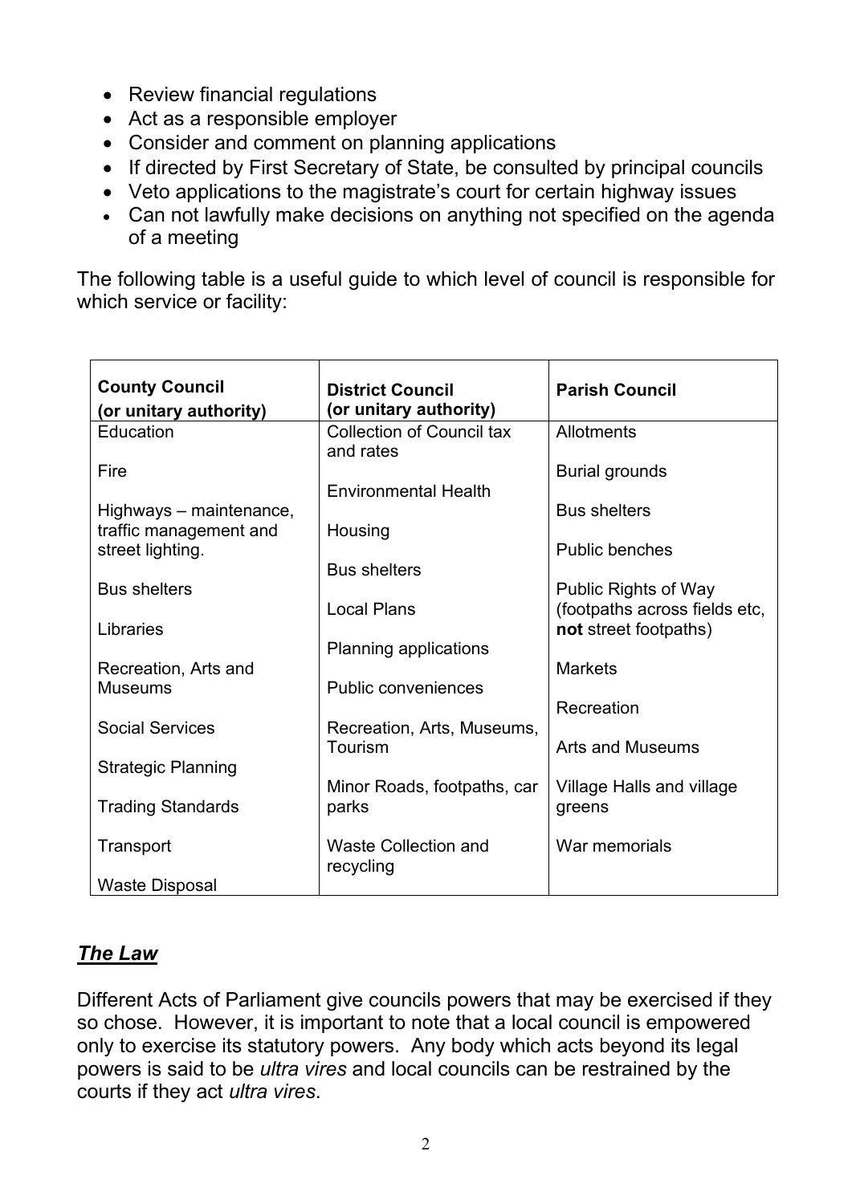- Review financial regulations
- Act as a responsible employer
- Consider and comment on planning applications
- If directed by First Secretary of State, be consulted by principal councils
- Veto applications to the magistrate's court for certain highway issues
- Can not lawfully make decisions on anything not specified on the agenda of a meeting

The following table is a useful guide to which level of council is responsible for which service or facility:

| **County Council (or unitary authority)** | **District Council (or unitary authority)** | **Parish Council** |
|---|---|---|
| Education | Collection of Council tax and rates | Allotments |
| Fire | Environmental Health | Burial grounds |
| Highways – maintenance, traffic management and street lighting. | Housing | Bus shelters |
| Bus shelters | Bus shelters | Public benches |
| Libraries | Local Plans | Public Rights of Way (footpaths across fields etc, **not** street footpaths) |
| Recreation, Arts and Museums | Planning applications | Markets |
| Social Services | Public conveniences | Recreation |
| Strategic Planning | Recreation, Arts, Museums, Tourism | Arts and Museums |
| Trading Standards | Minor Roads, footpaths, car parks | Village Halls and village greens |
| Transport | Waste Collection and recycling | War memorials |
| Waste Disposal | | |

## ***The Law***

Different Acts of Parliament give councils powers that may be exercised if they so chose. However, it is important to note that a local council is empowered only to exercise its statutory powers. Any body which acts beyond its legal powers is said to be *ultra vires* and local councils can be restrained by the courts if they act *ultra vires*.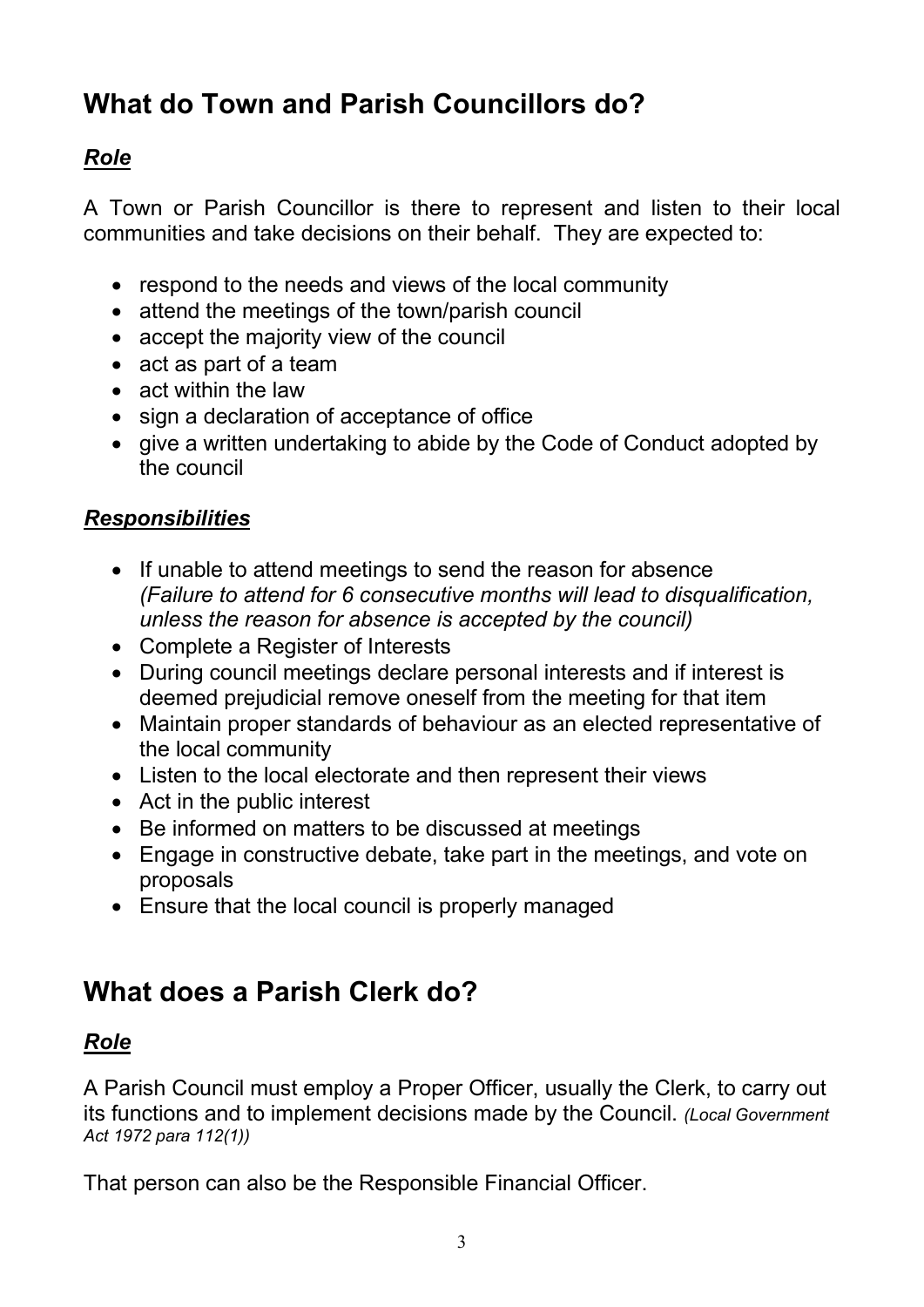## What do Town and Parish Councillors do?

### ***Role***

A Town or Parish Councillor is there to represent and listen to their local communities and take decisions on their behalf. They are expected to:

- respond to the needs and views of the local community
- attend the meetings of the town/parish council
- accept the majority view of the council
- act as part of a team
- act within the law
- sign a declaration of acceptance of office
- give a written undertaking to abide by the Code of Conduct adopted by the council

### ***Responsibilities***

- If unable to attend meetings to send the reason for absence *(Failure to attend for 6 consecutive months will lead to disqualification, unless the reason for absence is accepted by the council)*
- Complete a Register of Interests
- During council meetings declare personal interests and if interest is deemed prejudicial remove oneself from the meeting for that item
- Maintain proper standards of behaviour as an elected representative of the local community
- Listen to the local electorate and then represent their views
- Act in the public interest
- Be informed on matters to be discussed at meetings
- Engage in constructive debate, take part in the meetings, and vote on proposals
- Ensure that the local council is properly managed

## What does a Parish Clerk do?

### ***Role***

A Parish Council must employ a Proper Officer, usually the Clerk, to carry out its functions and to implement decisions made by the Council. *(Local Government Act 1972 para 112(1))*

That person can also be the Responsible Financial Officer.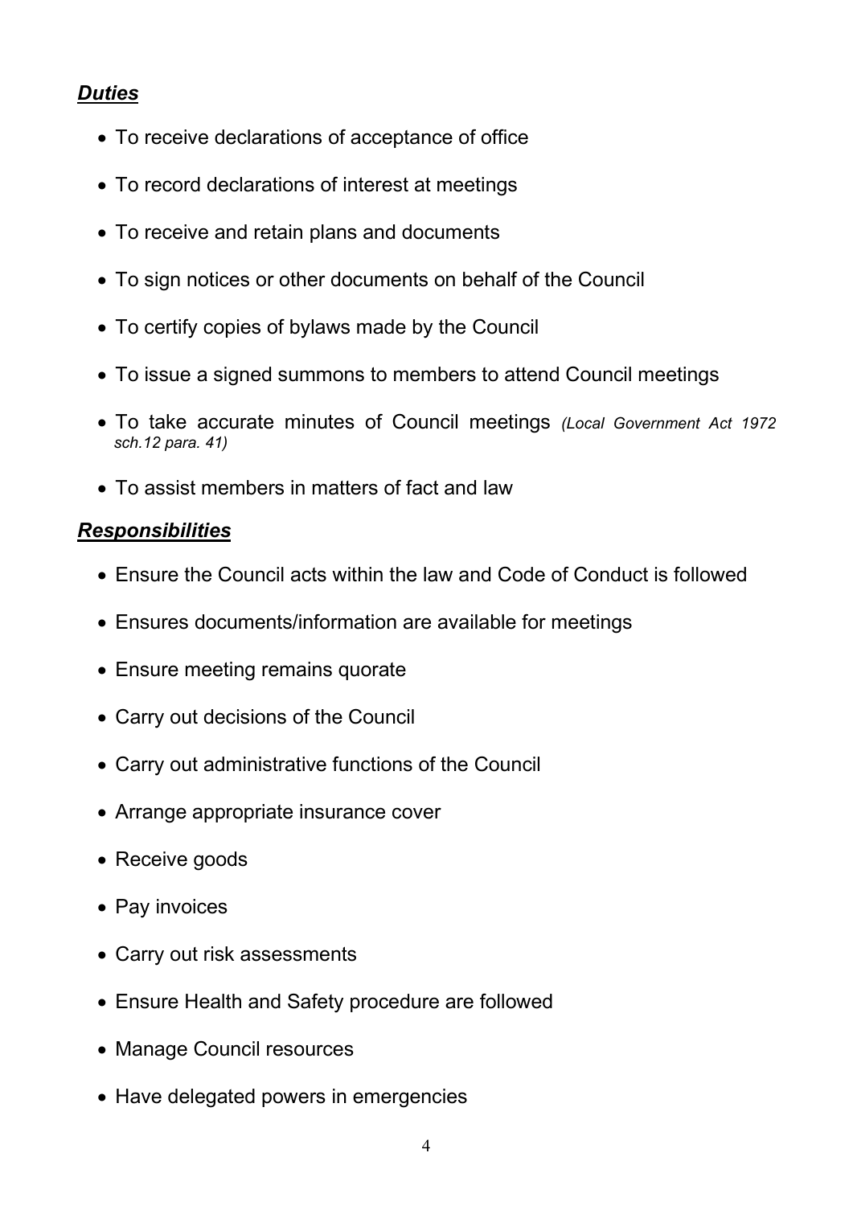***Duties***

- To receive declarations of acceptance of office
- To record declarations of interest at meetings
- To receive and retain plans and documents
- To sign notices or other documents on behalf of the Council
- To certify copies of bylaws made by the Council
- To issue a signed summons to members to attend Council meetings
- To take accurate minutes of Council meetings *(Local Government Act 1972 sch.12 para. 41)*
- To assist members in matters of fact and law

***Responsibilities***

- Ensure the Council acts within the law and Code of Conduct is followed
- Ensures documents/information are available for meetings
- Ensure meeting remains quorate
- Carry out decisions of the Council
- Carry out administrative functions of the Council
- Arrange appropriate insurance cover
- Receive goods
- Pay invoices
- Carry out risk assessments
- Ensure Health and Safety procedure are followed
- Manage Council resources
- Have delegated powers in emergencies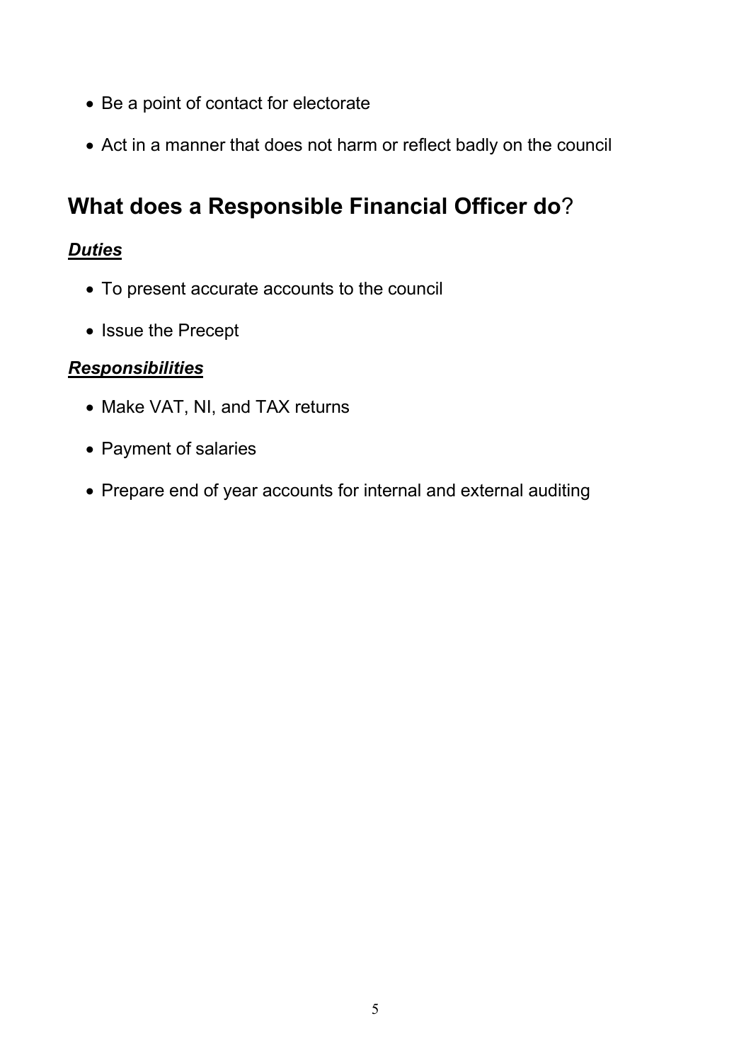- Be a point of contact for electorate
- Act in a manner that does not harm or reflect badly on the council

## **What does a Responsible Financial Officer do**?

***Duties***

- To present accurate accounts to the council
- Issue the Precept

***Responsibilities***

- Make VAT, NI, and TAX returns
- Payment of salaries
- Prepare end of year accounts for internal and external auditing